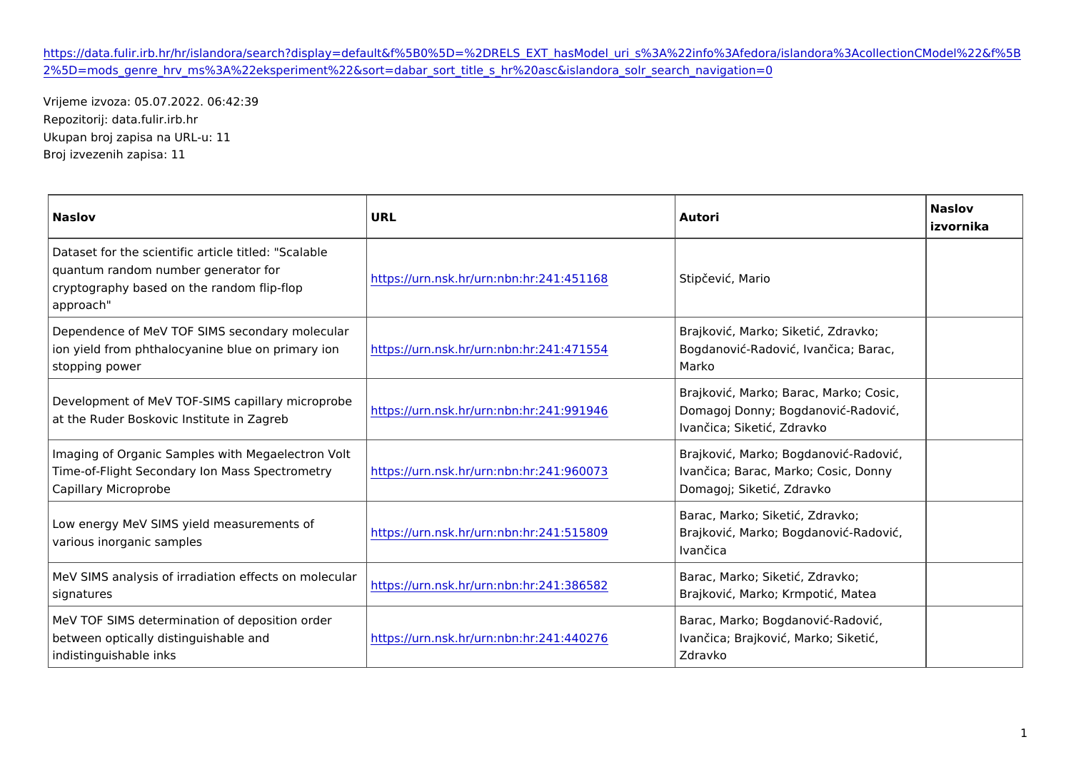https://data.fulir.irb.hr/hr/islandora/search?display=default&f%5B0%5D=%2DRELS_EXT_hasModel_uri_s%3A%22info%3Afedora/islandora%3AcollectionCModel%22&f%5B2%5D=mods_genre_hrv_ms%3A%22eksperiment%22&sort=dabar_sort_title_s_hr%20asc&islandora_solr_search_navigation=0

Vrijeme izvoza: 05.07.2022. 06:42:39
Repozitorij: data.fulir.irb.hr
Ukupan broj zapisa na URL-u: 11
Broj izvezenih zapisa: 11

| **Naslov** | **URL** | **Autori** | **Naslov izvornika** |
|---|---|---|---|
| Dataset for the scientific article titled: "Scalable quantum random number generator for cryptography based on the random flip-flop approach" | https://urn.nsk.hr/urn:nbn:hr:241:451168 | Stipčević, Mario | |
| Dependence of MeV TOF SIMS secondary molecular ion yield from phthalocyanine blue on primary ion stopping power | https://urn.nsk.hr/urn:nbn:hr:241:471554 | Brajković, Marko; Siketić, Zdravko; Bogdanović-Radović, Ivančica; Barac, Marko | |
| Development of MeV TOF-SIMS capillary microprobe at the Ruder Boskovic Institute in Zagreb | https://urn.nsk.hr/urn:nbn:hr:241:991946 | Brajković, Marko; Barac, Marko; Cosic, Domagoj Donny; Bogdanović-Radović, Ivančica; Siketić, Zdravko | |
| Imaging of Organic Samples with Megaelectron Volt Time-of-Flight Secondary Ion Mass Spectrometry Capillary Microprobe | https://urn.nsk.hr/urn:nbn:hr:241:960073 | Brajković, Marko; Bogdanović-Radović, Ivančica; Barac, Marko; Cosic, Donny Domagoj; Siketić, Zdravko | |
| Low energy MeV SIMS yield measurements of various inorganic samples | https://urn.nsk.hr/urn:nbn:hr:241:515809 | Barac, Marko; Siketić, Zdravko; Brajković, Marko; Bogdanović-Radović, Ivančica | |
| MeV SIMS analysis of irradiation effects on molecular signatures | https://urn.nsk.hr/urn:nbn:hr:241:386582 | Barac, Marko; Siketić, Zdravko; Brajković, Marko; Krmpotić, Matea | |
| MeV TOF SIMS determination of deposition order between optically distinguishable and indistinguishable inks | https://urn.nsk.hr/urn:nbn:hr:241:440276 | Barac, Marko; Bogdanović-Radović, Ivančica; Brajković, Marko; Siketić, Zdravko | |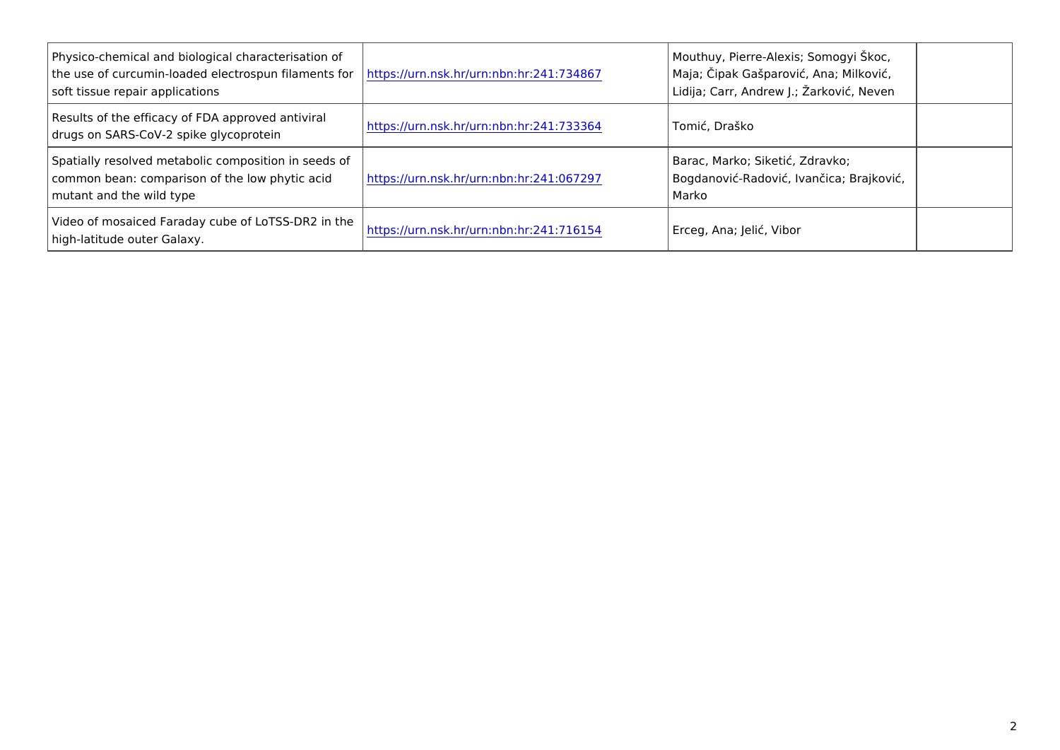| | | | |
|---|---|---|---|
| Physico-chemical and biological characterisation of the use of curcumin-loaded electrospun filaments for soft tissue repair applications | https://urn.nsk.hr/urn:nbn:hr:241:734867 | Mouthuy, Pierre-Alexis; Somogyi Škoc, Maja; Čipak Gašparović, Ana; Milković, Lidija; Carr, Andrew J.; Žarković, Neven | |
| Results of the efficacy of FDA approved antiviral drugs on SARS-CoV-2 spike glycoprotein | https://urn.nsk.hr/urn:nbn:hr:241:733364 | Tomić, Draško | |
| Spatially resolved metabolic composition in seeds of common bean: comparison of the low phytic acid mutant and the wild type | https://urn.nsk.hr/urn:nbn:hr:241:067297 | Barac, Marko; Siketić, Zdravko; Bogdanović-Radović, Ivančica; Brajković, Marko | |
| Video of mosaiced Faraday cube of LoTSS-DR2 in the high-latitude outer Galaxy. | https://urn.nsk.hr/urn:nbn:hr:241:716154 | Erceg, Ana; Jelić, Vibor | |